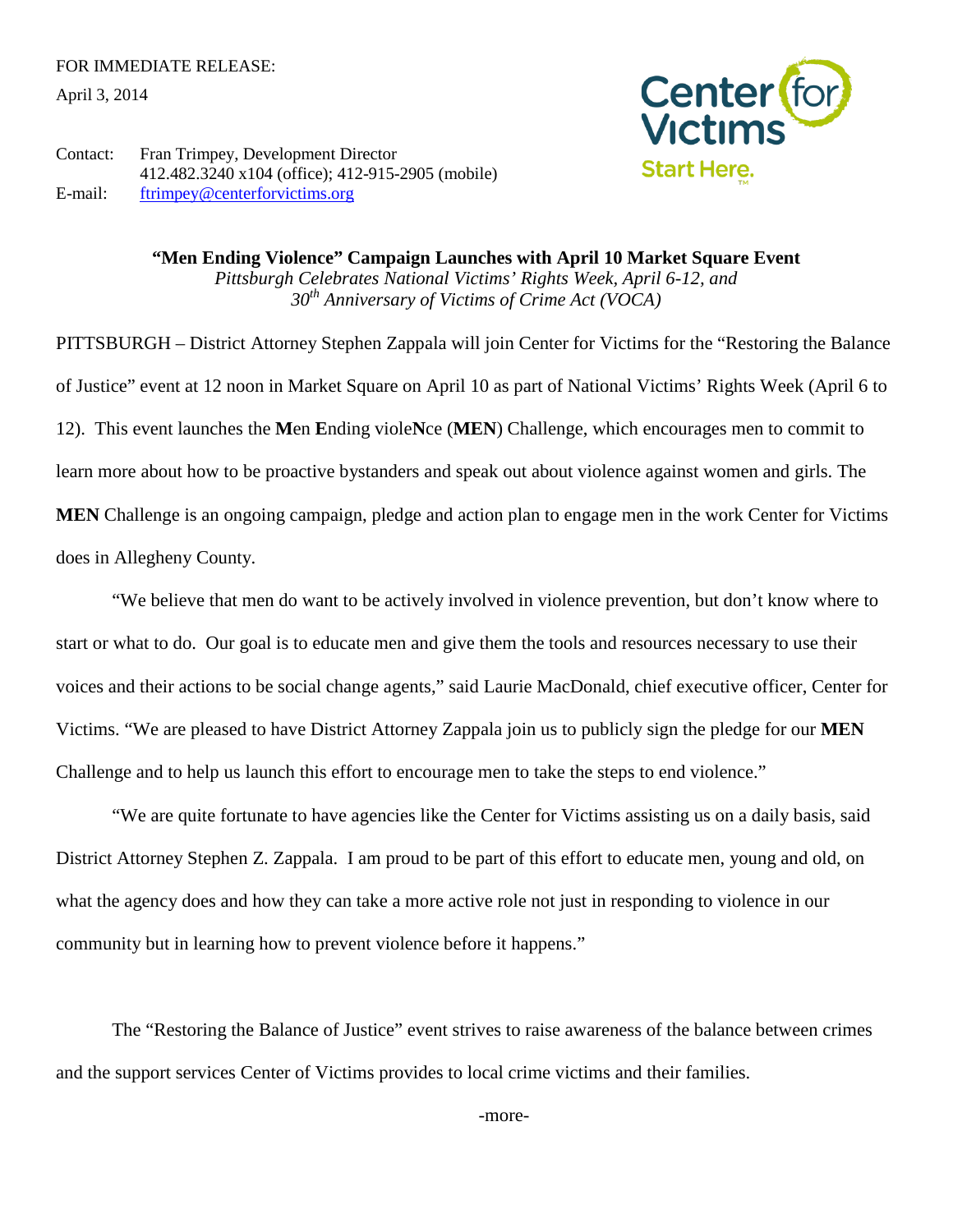FOR IMMEDIATE RELEASE:

April 3, 2014

Contact: Fran Trimpey, Development Director
412.482.3240 x104 (office); 412-915-2905 (mobile)

E-mail: ftrimpey@centerforvictims.org

Center for Victims
Start Here.™

**"Men Ending Violence" Campaign Launches with April 10 Market Square Event**

*Pittsburgh Celebrates National Victims' Rights Week, April 6-12, and*
*30th Anniversary of Victims of Crime Act (VOCA)*

PITTSBURGH – District Attorney Stephen Zappala will join Center for Victims for the "Restoring the Balance of Justice" event at 12 noon in Market Square on April 10 as part of National Victims' Rights Week (April 6 to 12). This event launches the **M**en **E**nding viole**N**ce (**MEN**) Challenge, which encourages men to commit to learn more about how to be proactive bystanders and speak out about violence against women and girls. The **MEN** Challenge is an ongoing campaign, pledge and action plan to engage men in the work Center for Victims does in Allegheny County.

"We believe that men do want to be actively involved in violence prevention, but don't know where to start or what to do. Our goal is to educate men and give them the tools and resources necessary to use their voices and their actions to be social change agents," said Laurie MacDonald, chief executive officer, Center for Victims. "We are pleased to have District Attorney Zappala join us to publicly sign the pledge for our **MEN** Challenge and to help us launch this effort to encourage men to take the steps to end violence."

"We are quite fortunate to have agencies like the Center for Victims assisting us on a daily basis, said District Attorney Stephen Z. Zappala. I am proud to be part of this effort to educate men, young and old, on what the agency does and how they can take a more active role not just in responding to violence in our community but in learning how to prevent violence before it happens."

The "Restoring the Balance of Justice" event strives to raise awareness of the balance between crimes and the support services Center of Victims provides to local crime victims and their families.

-more-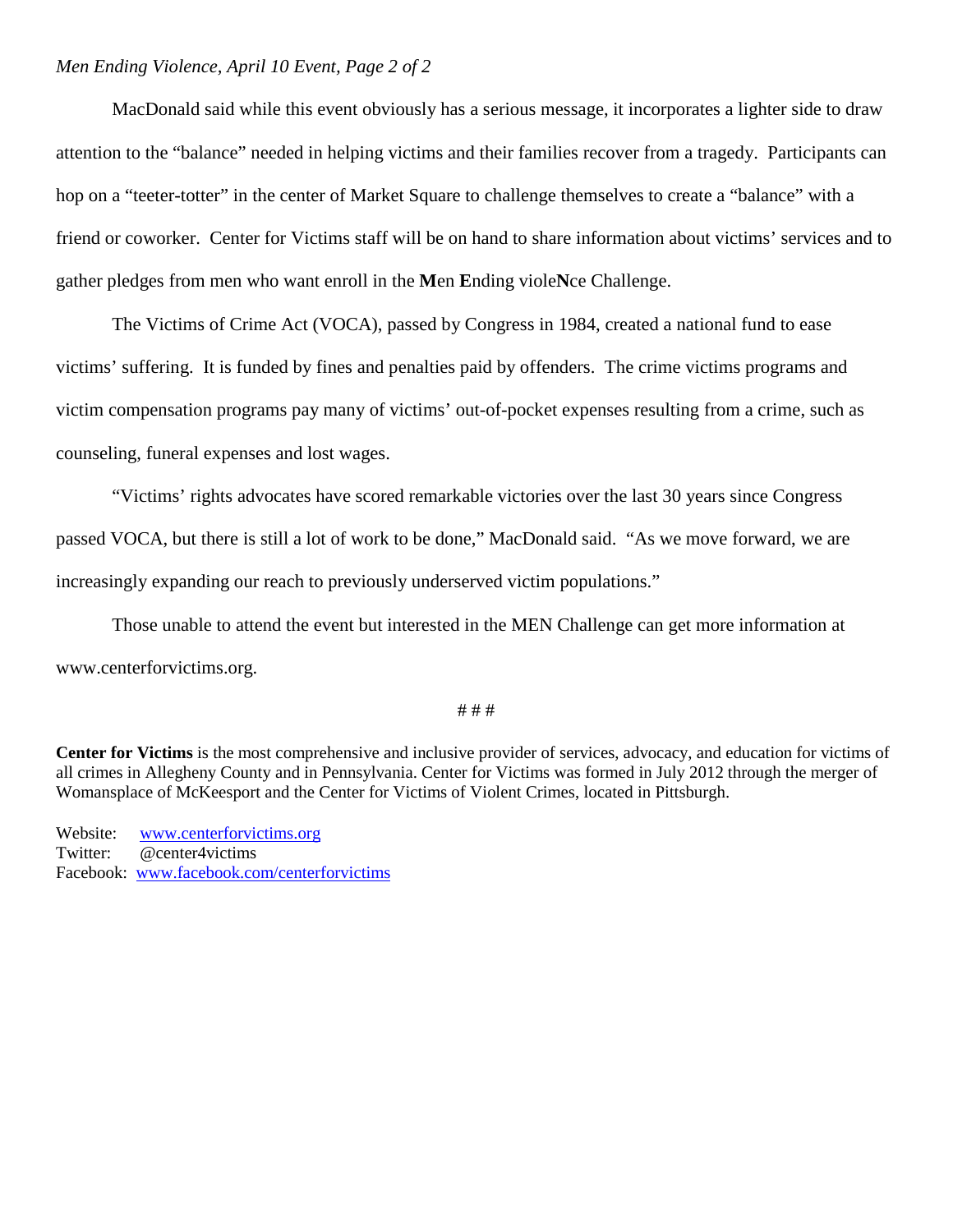MacDonald said while this event obviously has a serious message, it incorporates a lighter side to draw attention to the "balance" needed in helping victims and their families recover from a tragedy. Participants can hop on a "teeter-totter" in the center of Market Square to challenge themselves to create a "balance" with a friend or coworker. Center for Victims staff will be on hand to share information about victims' services and to gather pledges from men who want enroll in the **M**en **E**nding violе**N**ce Challenge.

The Victims of Crime Act (VOCA), passed by Congress in 1984, created a national fund to ease victims' suffering. It is funded by fines and penalties paid by offenders. The crime victims programs and victim compensation programs pay many of victims' out-of-pocket expenses resulting from a crime, such as counseling, funeral expenses and lost wages.

"Victims' rights advocates have scored remarkable victories over the last 30 years since Congress passed VOCA, but there is still a lot of work to be done," MacDonald said. "As we move forward, we are increasingly expanding our reach to previously underserved victim populations."

Those unable to attend the event but interested in the MEN Challenge can get more information at www.centerforvictims.org.

# # #

**Center for Victims** is the most comprehensive and inclusive provider of services, advocacy, and education for victims of all crimes in Allegheny County and in Pennsylvania. Center for Victims was formed in July 2012 through the merger of Womansplace of McKeesport and the Center for Victims of Violent Crimes, located in Pittsburgh.

Website: www.centerforvictims.org
Twitter: @center4victims
Facebook: www.facebook.com/centerforvictims